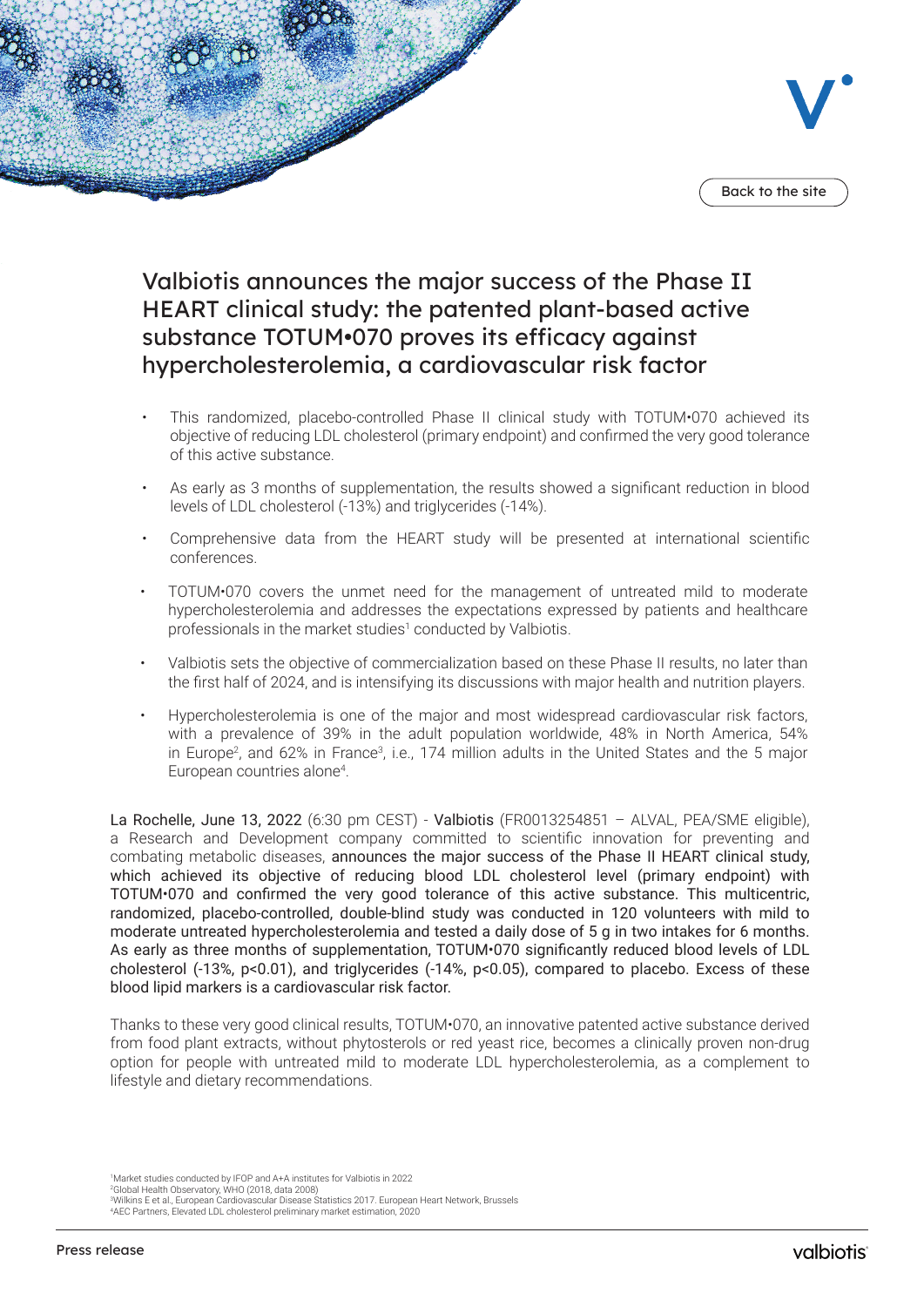# Valbiotis announces the major success of the Phase II HEART clinical study: the patented plant-based active substance TOTUM•070 proves its efficacy against hypercholesterolemia, a cardiovascular risk factor

- This randomized, placebo-controlled Phase II clinical study with TOTUM•070 achieved its objective of reducing LDL cholesterol (primary endpoint) and confirmed the very good tolerance of this active substance.
- As early as 3 months of supplementation, the results showed a significant reduction in blood levels of LDL cholesterol (-13%) and triglycerides (-14%).
- Comprehensive data from the HEART study will be presented at international scientific conferences.
- TOTUM•070 covers the unmet need for the management of untreated mild to moderate hypercholesterolemia and addresses the expectations expressed by patients and healthcare professionals in the market studies[1] conducted by Valbiotis.
- Valbiotis sets the objective of commercialization based on these Phase II results, no later than the first half of 2024, and is intensifying its discussions with major health and nutrition players.
- Hypercholesterolemia is one of the major and most widespread cardiovascular risk factors, with a prevalence of 39% in the adult population worldwide, 48% in North America, 54% in Europe[2], and 62% in France[3], i.e., 174 million adults in the United States and the 5 major European countries alone[4].

La Rochelle, June 13, 2022 (6:30 pm CEST) - Valbiotis (FR0013254851 – ALVAL, PEA/SME eligible), a Research and Development company committed to scientific innovation for preventing and combating metabolic diseases, announces the major success of the Phase II HEART clinical study, which achieved its objective of reducing blood LDL cholesterol level (primary endpoint) with TOTUM•070 and confirmed the very good tolerance of this active substance. This multicentric, randomized, placebo-controlled, double-blind study was conducted in 120 volunteers with mild to moderate untreated hypercholesterolemia and tested a daily dose of 5 g in two intakes for 6 months. As early as three months of supplementation, TOTUM•070 significantly reduced blood levels of LDL cholesterol (-13%, $p<0.01$), and triglycerides (-14%, $p<0.05$), compared to placebo. Excess of these blood lipid markers is a cardiovascular risk factor.

Thanks to these very good clinical results, TOTUM•070, an innovative patented active substance derived from food plant extracts, without phytosterols or red yeast rice, becomes a clinically proven non-drug option for people with untreated mild to moderate LDL hypercholesterolemia, as a complement to lifestyle and dietary recommendations.

[1] Market studies conducted by IFOP and A+A institutes for Valbiotis in 2022
[2] Global Health Observatory, WHO (2018, data 2008)
[3] Wilkins E et al., European Cardiovascular Disease Statistics 2017. European Heart Network, Brussels
[4] AEC Partners, Elevated LDL cholesterol preliminary market estimation, 2020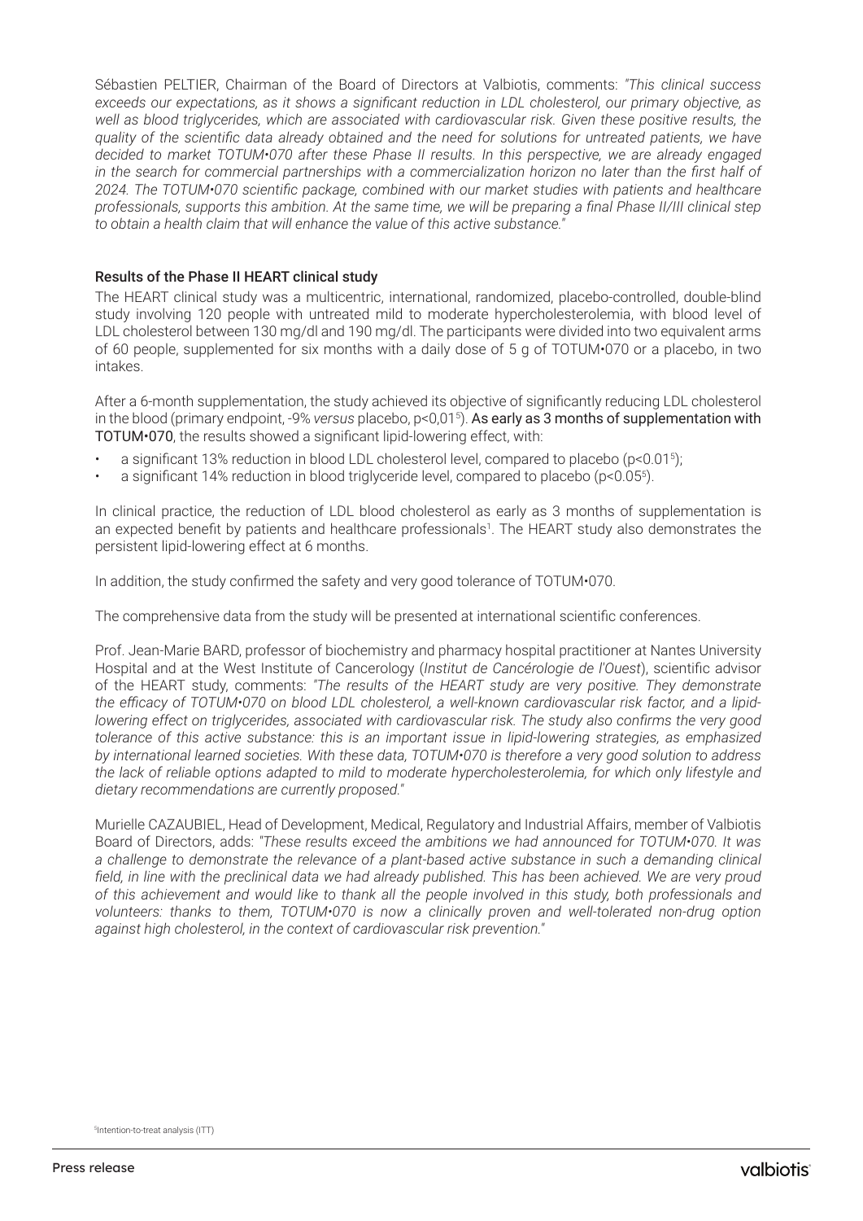Sébastien PELTIER, Chairman of the Board of Directors at Valbiotis, comments: *"This clinical success exceeds our expectations, as it shows a significant reduction in LDL cholesterol, our primary objective, as well as blood triglycerides, which are associated with cardiovascular risk. Given these positive results, the quality of the scientific data already obtained and the need for solutions for untreated patients, we have decided to market TOTUM•070 after these Phase II results. In this perspective, we are already engaged in the search for commercial partnerships with a commercialization horizon no later than the first half of 2024. The TOTUM•070 scientific package, combined with our market studies with patients and healthcare professionals, supports this ambition. At the same time, we will be preparing a final Phase II/III clinical step to obtain a health claim that will enhance the value of this active substance."*

## Results of the Phase II HEART clinical study

The HEART clinical study was a multicentric, international, randomized, placebo-controlled, double-blind study involving 120 people with untreated mild to moderate hypercholesterolemia, with blood level of LDL cholesterol between 130 mg/dl and 190 mg/dl. The participants were divided into two equivalent arms of 60 people, supplemented for six months with a daily dose of 5 g of TOTUM•070 or a placebo, in two intakes.

After a 6-month supplementation, the study achieved its objective of significantly reducing LDL cholesterol in the blood (primary endpoint, -9% *versus* placebo, $p<0{,}01$[5]). **As early as 3 months of supplementation with TOTUM•070**, the results showed a significant lipid-lowering effect, with:

- a significant 13% reduction in blood LDL cholesterol level, compared to placebo ($p<0.01$[5]);
- a significant 14% reduction in blood triglyceride level, compared to placebo ($p<0.05$[5]).

In clinical practice, the reduction of LDL blood cholesterol as early as 3 months of supplementation is an expected benefit by patients and healthcare professionals[1]. The HEART study also demonstrates the persistent lipid-lowering effect at 6 months.

In addition, the study confirmed the safety and very good tolerance of TOTUM•070.

The comprehensive data from the study will be presented at international scientific conferences.

Prof. Jean-Marie BARD, professor of biochemistry and pharmacy hospital practitioner at Nantes University Hospital and at the West Institute of Cancerology (*Institut de Cancérologie de l'Ouest*), scientific advisor of the HEART study, comments: *"The results of the HEART study are very positive. They demonstrate the efficacy of TOTUM•070 on blood LDL cholesterol, a well-known cardiovascular risk factor, and a lipid-lowering effect on triglycerides, associated with cardiovascular risk. The study also confirms the very good tolerance of this active substance: this is an important issue in lipid-lowering strategies, as emphasized by international learned societies. With these data, TOTUM•070 is therefore a very good solution to address the lack of reliable options adapted to mild to moderate hypercholesterolemia, for which only lifestyle and dietary recommendations are currently proposed."*

Murielle CAZAUBIEL, Head of Development, Medical, Regulatory and Industrial Affairs, member of Valbiotis Board of Directors, adds: *"These results exceed the ambitions we had announced for TOTUM•070. It was a challenge to demonstrate the relevance of a plant-based active substance in such a demanding clinical field, in line with the preclinical data we had already published. This has been achieved. We are very proud of this achievement and would like to thank all the people involved in this study, both professionals and volunteers: thanks to them, TOTUM•070 is now a clinically proven and well-tolerated non-drug option against high cholesterol, in the context of cardiovascular risk prevention."*

[5]Intention-to-treat analysis (ITT)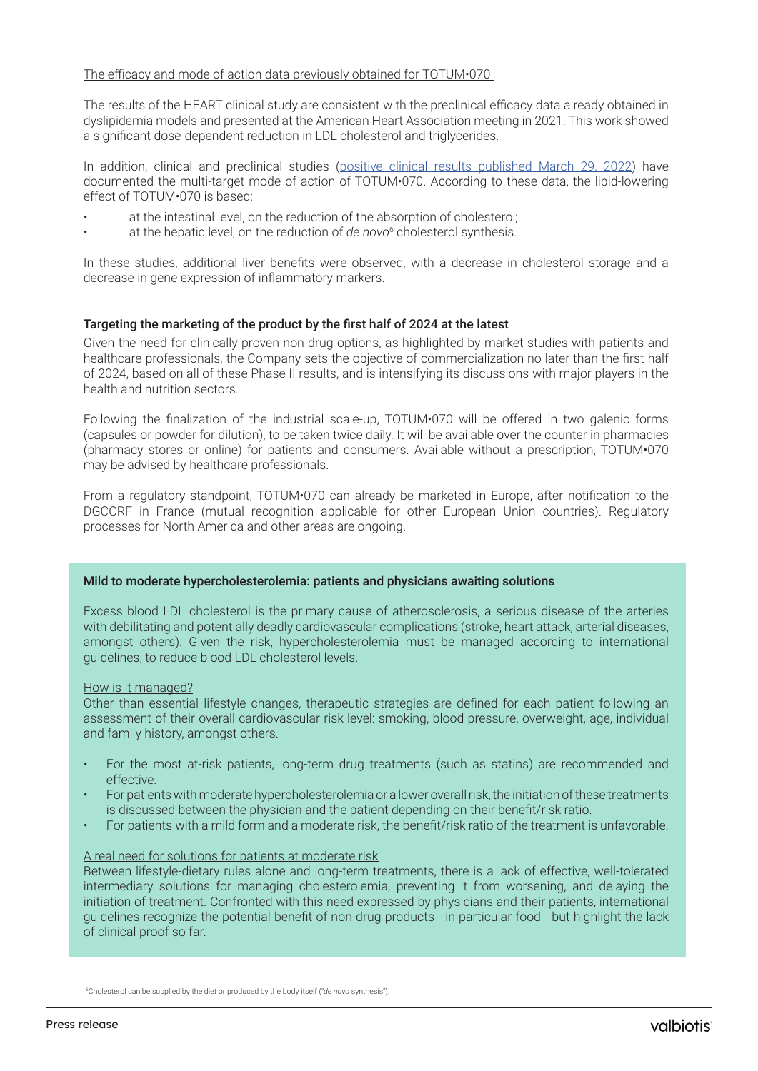The efficacy and mode of action data previously obtained for TOTUM•070

The results of the HEART clinical study are consistent with the preclinical efficacy data already obtained in dyslipidemia models and presented at the American Heart Association meeting in 2021. This work showed a significant dose-dependent reduction in LDL cholesterol and triglycerides.

In addition, clinical and preclinical studies (positive clinical results published March 29, 2022) have documented the multi-target mode of action of TOTUM•070. According to these data, the lipid-lowering effect of TOTUM•070 is based:

- at the intestinal level, on the reduction of the absorption of cholesterol;
- at the hepatic level, on the reduction of *de novo*[6] cholesterol synthesis.

In these studies, additional liver benefits were observed, with a decrease in cholesterol storage and a decrease in gene expression of inflammatory markers.

### Targeting the marketing of the product by the first half of 2024 at the latest

Given the need for clinically proven non-drug options, as highlighted by market studies with patients and healthcare professionals, the Company sets the objective of commercialization no later than the first half of 2024, based on all of these Phase II results, and is intensifying its discussions with major players in the health and nutrition sectors.

Following the finalization of the industrial scale-up, TOTUM•070 will be offered in two galenic forms (capsules or powder for dilution), to be taken twice daily. It will be available over the counter in pharmacies (pharmacy stores or online) for patients and consumers. Available without a prescription, TOTUM•070 may be advised by healthcare professionals.

From a regulatory standpoint, TOTUM•070 can already be marketed in Europe, after notification to the DGCCRF in France (mutual recognition applicable for other European Union countries). Regulatory processes for North America and other areas are ongoing.

### Mild to moderate hypercholesterolemia: patients and physicians awaiting solutions

Excess blood LDL cholesterol is the primary cause of atherosclerosis, a serious disease of the arteries with debilitating and potentially deadly cardiovascular complications (stroke, heart attack, arterial diseases, amongst others). Given the risk, hypercholesterolemia must be managed according to international guidelines, to reduce blood LDL cholesterol levels.

How is it managed?
Other than essential lifestyle changes, therapeutic strategies are defined for each patient following an assessment of their overall cardiovascular risk level: smoking, blood pressure, overweight, age, individual and family history, amongst others.

- For the most at-risk patients, long-term drug treatments (such as statins) are recommended and effective.
- For patients with moderate hypercholesterolemia or a lower overall risk, the initiation of these treatments is discussed between the physician and the patient depending on their benefit/risk ratio.
- For patients with a mild form and a moderate risk, the benefit/risk ratio of the treatment is unfavorable.

A real need for solutions for patients at moderate risk
Between lifestyle-dietary rules alone and long-term treatments, there is a lack of effective, well-tolerated intermediary solutions for managing cholesterolemia, preventing it from worsening, and delaying the initiation of treatment. Confronted with this need expressed by physicians and their patients, international guidelines recognize the potential benefit of non-drug products - in particular food - but highlight the lack of clinical proof so far.

[6] Cholesterol can be supplied by the diet or produced by the body itself ("*de novo* synthesis").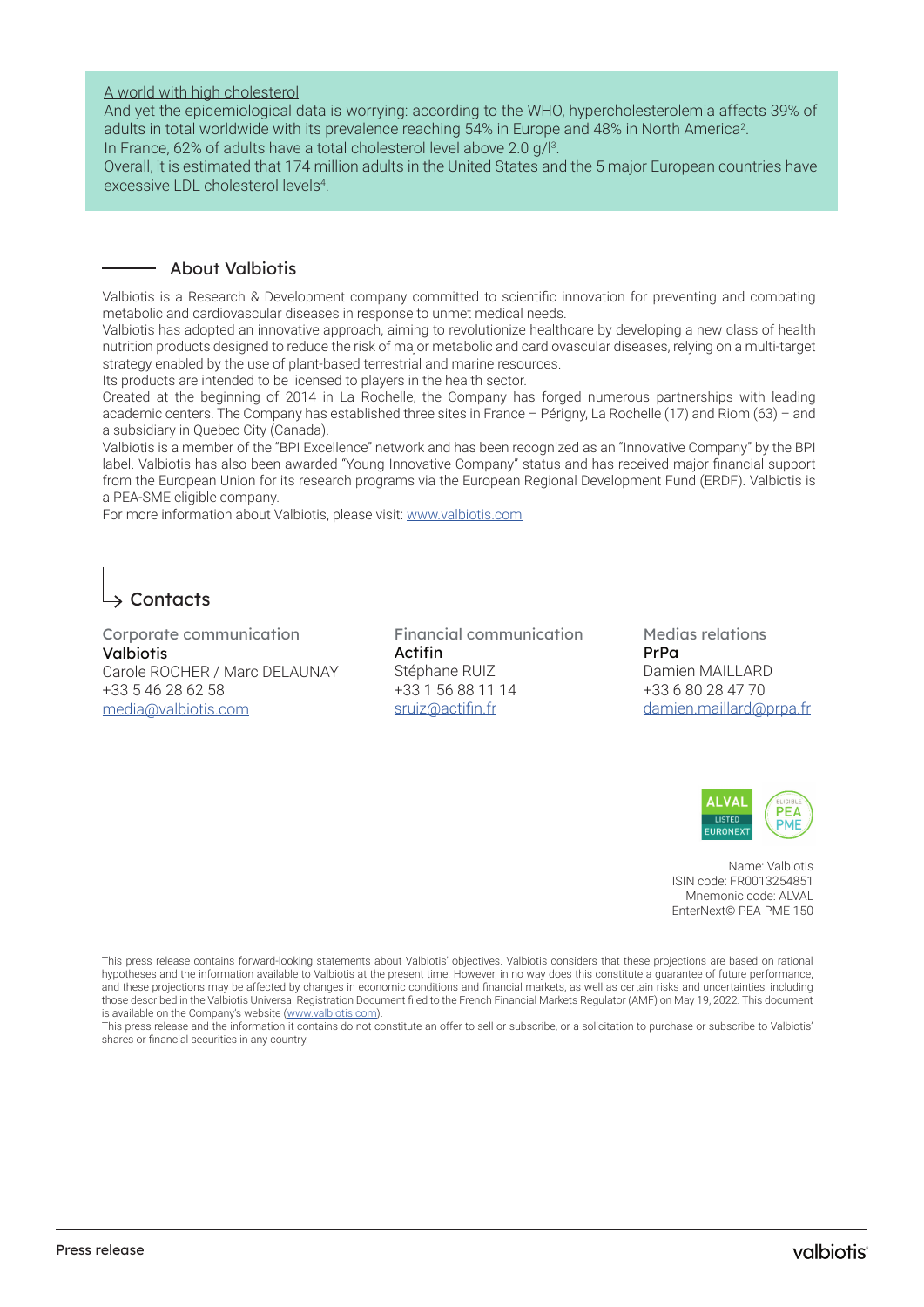A world with high cholesterol

And yet the epidemiological data is worrying: according to the WHO, hypercholesterolemia affects 39% of adults in total worldwide with its prevalence reaching 54% in Europe and 48% in North America[2].

In France, 62% of adults have a total cholesterol level above 2.0 g/l[3].

Overall, it is estimated that 174 million adults in the United States and the 5 major European countries have excessive LDL cholesterol levels[4].

## About Valbiotis

Valbiotis is a Research & Development company committed to scientific innovation for preventing and combating metabolic and cardiovascular diseases in response to unmet medical needs.

Valbiotis has adopted an innovative approach, aiming to revolutionize healthcare by developing a new class of health nutrition products designed to reduce the risk of major metabolic and cardiovascular diseases, relying on a multi-target strategy enabled by the use of plant-based terrestrial and marine resources.

Its products are intended to be licensed to players in the health sector.

Created at the beginning of 2014 in La Rochelle, the Company has forged numerous partnerships with leading academic centers. The Company has established three sites in France – Périgny, La Rochelle (17) and Riom (63) – and a subsidiary in Quebec City (Canada).

Valbiotis is a member of the "BPI Excellence" network and has been recognized as an "Innovative Company" by the BPI label. Valbiotis has also been awarded "Young Innovative Company" status and has received major financial support from the European Union for its research programs via the European Regional Development Fund (ERDF). Valbiotis is a PEA-SME eligible company.

For more information about Valbiotis, please visit: www.valbiotis.com

## Contacts

Corporate communication
**Valbiotis**
Carole ROCHER / Marc DELAUNAY
+33 5 46 28 62 58
media@valbiotis.com

Financial communication
**Actifin**
Stéphane RUIZ
+33 1 56 88 11 14
sruiz@actifin.fr

Medias relations
**PrPa**
Damien MAILLARD
+33 6 80 28 47 70
damien.maillard@prpa.fr

ALVAL LISTED EURONEXT

ELIGIBLE PEA PME

Name: Valbiotis
ISIN code: FR0013254851
Mnemonic code: ALVAL
EnterNext© PEA-PME 150

This press release contains forward-looking statements about Valbiotis' objectives. Valbiotis considers that these projections are based on rational hypotheses and the information available to Valbiotis at the present time. However, in no way does this constitute a guarantee of future performance, and these projections may be affected by changes in economic conditions and financial markets, as well as certain risks and uncertainties, including those described in the Valbiotis Universal Registration Document filed to the French Financial Markets Regulator (AMF) on May 19, 2022. This document is available on the Company's website (www.valbiotis.com).

This press release and the information it contains do not constitute an offer to sell or subscribe, or a solicitation to purchase or subscribe to Valbiotis' shares or financial securities in any country.